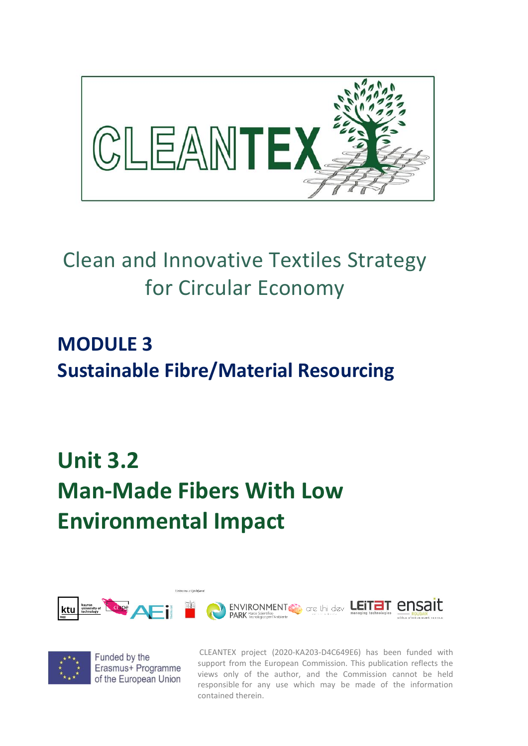# CLEANTEX

Clean and Innovative Textiles Strategy for Circular Economy

## MODULE 3
## Sustainable Fibre/Material Resourcing

# Unit 3.2
# Man-Made Fibers With Low Environmental Impact

Funded by the Erasmus+ Programme of the European Union

CLEANTEX project (2020-KA203-D4C649E6) has been funded with support from the European Commission. This publication reflects the views only of the author, and the Commission cannot be held responsible for any use which may be made of the information contained therein.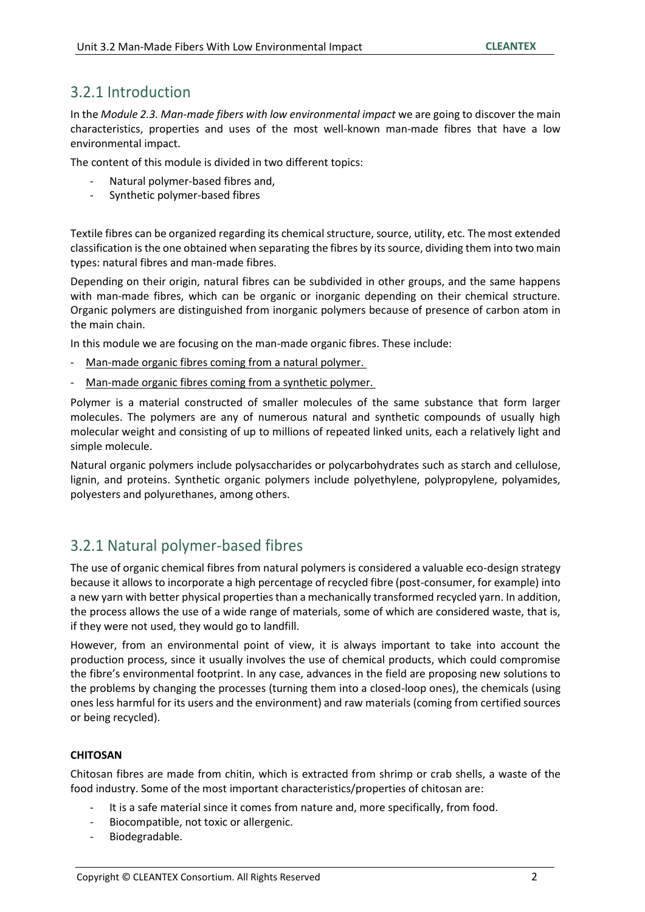## 3.2.1 Introduction

In the *Module 2.3. Man-made fibers with low environmental impact* we are going to discover the main characteristics, properties and uses of the most well-known man-made fibres that have a low environmental impact.

The content of this module is divided in two different topics:

- Natural polymer-based fibres and,
- Synthetic polymer-based fibres

Textile fibres can be organized regarding its chemical structure, source, utility, etc. The most extended classification is the one obtained when separating the fibres by its source, dividing them into two main types: natural fibres and man-made fibres.

Depending on their origin, natural fibres can be subdivided in other groups, and the same happens with man-made fibres, which can be organic or inorganic depending on their chemical structure. Organic polymers are distinguished from inorganic polymers because of presence of carbon atom in the main chain.

In this module we are focusing on the man-made organic fibres. These include:

- Man-made organic fibres coming from a natural polymer.
- Man-made organic fibres coming from a synthetic polymer.

Polymer is a material constructed of smaller molecules of the same substance that form larger molecules. The polymers are any of numerous natural and synthetic compounds of usually high molecular weight and consisting of up to millions of repeated linked units, each a relatively light and simple molecule.

Natural organic polymers include polysaccharides or polycarbohydrates such as starch and cellulose, lignin, and proteins. Synthetic organic polymers include polyethylene, polypropylene, polyamides, polyesters and polyurethanes, among others.

## 3.2.1 Natural polymer-based fibres

The use of organic chemical fibres from natural polymers is considered a valuable eco-design strategy because it allows to incorporate a high percentage of recycled fibre (post-consumer, for example) into a new yarn with better physical properties than a mechanically transformed recycled yarn. In addition, the process allows the use of a wide range of materials, some of which are considered waste, that is, if they were not used, they would go to landfill.

However, from an environmental point of view, it is always important to take into account the production process, since it usually involves the use of chemical products, which could compromise the fibre's environmental footprint. In any case, advances in the field are proposing new solutions to the problems by changing the processes (turning them into a closed-loop ones), the chemicals (using ones less harmful for its users and the environment) and raw materials (coming from certified sources or being recycled).

**CHITOSAN**

Chitosan fibres are made from chitin, which is extracted from shrimp or crab shells, a waste of the food industry. Some of the most important characteristics/properties of chitosan are:

- It is a safe material since it comes from nature and, more specifically, from food.
- Biocompatible, not toxic or allergenic.
- Biodegradable.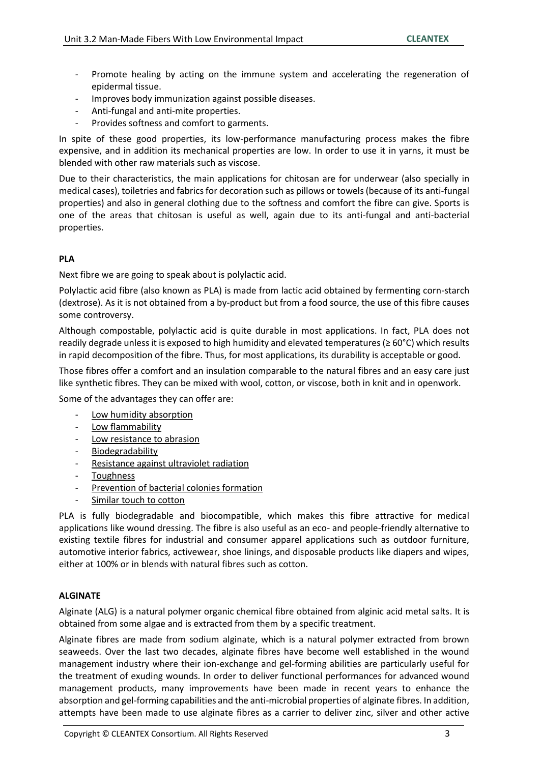- Promote healing by acting on the immune system and accelerating the regeneration of epidermal tissue.
- Improves body immunization against possible diseases.
- Anti-fungal and anti-mite properties.
- Provides softness and comfort to garments.

In spite of these good properties, its low-performance manufacturing process makes the fibre expensive, and in addition its mechanical properties are low. In order to use it in yarns, it must be blended with other raw materials such as viscose.

Due to their characteristics, the main applications for chitosan are for underwear (also specially in medical cases), toiletries and fabrics for decoration such as pillows or towels (because of its anti-fungal properties) and also in general clothing due to the softness and comfort the fibre can give. Sports is one of the areas that chitosan is useful as well, again due to its anti-fungal and anti-bacterial properties.

**PLA**

Next fibre we are going to speak about is polylactic acid.

Polylactic acid fibre (also known as PLA) is made from lactic acid obtained by fermenting corn-starch (dextrose). As it is not obtained from a by-product but from a food source, the use of this fibre causes some controversy.

Although compostable, polylactic acid is quite durable in most applications. In fact, PLA does not readily degrade unless it is exposed to high humidity and elevated temperatures (≥ 60°C) which results in rapid decomposition of the fibre. Thus, for most applications, its durability is acceptable or good.

Those fibres offer a comfort and an insulation comparable to the natural fibres and an easy care just like synthetic fibres. They can be mixed with wool, cotton, or viscose, both in knit and in openwork.

Some of the advantages they can offer are:

- Low humidity absorption
- Low flammability
- Low resistance to abrasion
- Biodegradability
- Resistance against ultraviolet radiation
- Toughness
- Prevention of bacterial colonies formation
- Similar touch to cotton

PLA is fully biodegradable and biocompatible, which makes this fibre attractive for medical applications like wound dressing. The fibre is also useful as an eco- and people-friendly alternative to existing textile fibres for industrial and consumer apparel applications such as outdoor furniture, automotive interior fabrics, activewear, shoe linings, and disposable products like diapers and wipes, either at 100% or in blends with natural fibres such as cotton.

**ALGINATE**

Alginate (ALG) is a natural polymer organic chemical fibre obtained from alginic acid metal salts. It is obtained from some algae and is extracted from them by a specific treatment.

Alginate fibres are made from sodium alginate, which is a natural polymer extracted from brown seaweeds. Over the last two decades, alginate fibres have become well established in the wound management industry where their ion-exchange and gel-forming abilities are particularly useful for the treatment of exuding wounds. In order to deliver functional performances for advanced wound management products, many improvements have been made in recent years to enhance the absorption and gel-forming capabilities and the anti-microbial properties of alginate fibres. In addition, attempts have been made to use alginate fibres as a carrier to deliver zinc, silver and other active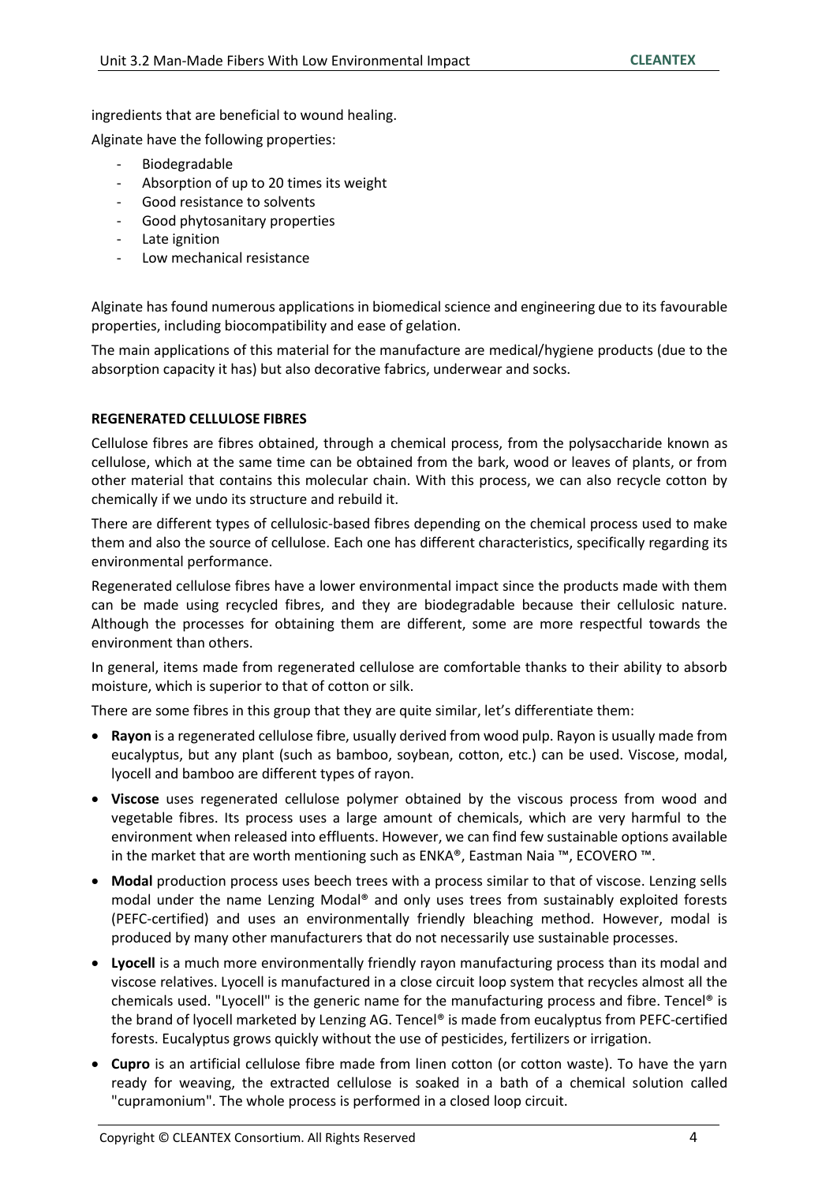ingredients that are beneficial to wound healing.

Alginate have the following properties:

- Biodegradable
- Absorption of up to 20 times its weight
- Good resistance to solvents
- Good phytosanitary properties
- Late ignition
- Low mechanical resistance

Alginate has found numerous applications in biomedical science and engineering due to its favourable properties, including biocompatibility and ease of gelation.

The main applications of this material for the manufacture are medical/hygiene products (due to the absorption capacity it has) but also decorative fabrics, underwear and socks.

**REGENERATED CELLULOSE FIBRES**

Cellulose fibres are fibres obtained, through a chemical process, from the polysaccharide known as cellulose, which at the same time can be obtained from the bark, wood or leaves of plants, or from other material that contains this molecular chain. With this process, we can also recycle cotton by chemically if we undo its structure and rebuild it.

There are different types of cellulosic-based fibres depending on the chemical process used to make them and also the source of cellulose. Each one has different characteristics, specifically regarding its environmental performance.

Regenerated cellulose fibres have a lower environmental impact since the products made with them can be made using recycled fibres, and they are biodegradable because their cellulosic nature. Although the processes for obtaining them are different, some are more respectful towards the environment than others.

In general, items made from regenerated cellulose are comfortable thanks to their ability to absorb moisture, which is superior to that of cotton or silk.

There are some fibres in this group that they are quite similar, let's differentiate them:

- **Rayon** is a regenerated cellulose fibre, usually derived from wood pulp. Rayon is usually made from eucalyptus, but any plant (such as bamboo, soybean, cotton, etc.) can be used. Viscose, modal, lyocell and bamboo are different types of rayon.
- **Viscose** uses regenerated cellulose polymer obtained by the viscous process from wood and vegetable fibres. Its process uses a large amount of chemicals, which are very harmful to the environment when released into effluents. However, we can find few sustainable options available in the market that are worth mentioning such as ENKA®, Eastman Naia ™, ECOVERO ™.
- **Modal** production process uses beech trees with a process similar to that of viscose. Lenzing sells modal under the name Lenzing Modal® and only uses trees from sustainably exploited forests (PEFC-certified) and uses an environmentally friendly bleaching method. However, modal is produced by many other manufacturers that do not necessarily use sustainable processes.
- **Lyocell** is a much more environmentally friendly rayon manufacturing process than its modal and viscose relatives. Lyocell is manufactured in a close circuit loop system that recycles almost all the chemicals used. "Lyocell" is the generic name for the manufacturing process and fibre. Tencel® is the brand of lyocell marketed by Lenzing AG. Tencel® is made from eucalyptus from PEFC-certified forests. Eucalyptus grows quickly without the use of pesticides, fertilizers or irrigation.
- **Cupro** is an artificial cellulose fibre made from linen cotton (or cotton waste). To have the yarn ready for weaving, the extracted cellulose is soaked in a bath of a chemical solution called "cupramonium". The whole process is performed in a closed loop circuit.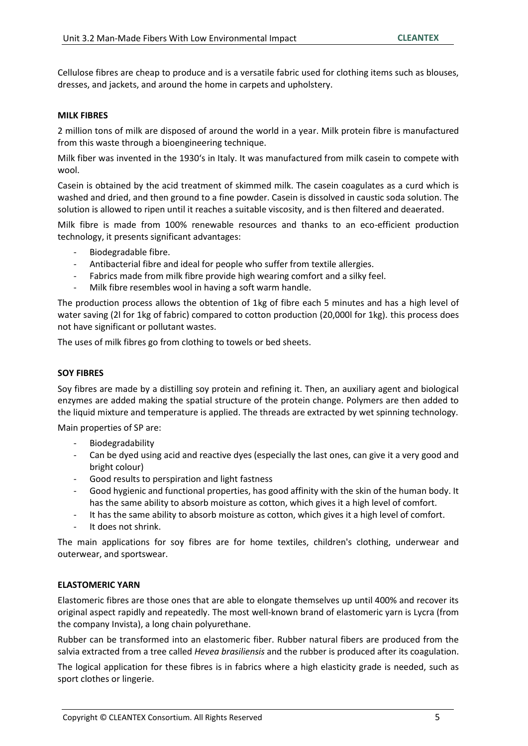Cellulose fibres are cheap to produce and is a versatile fabric used for clothing items such as blouses, dresses, and jackets, and around the home in carpets and upholstery.

### MILK FIBRES

2 million tons of milk are disposed of around the world in a year. Milk protein fibre is manufactured from this waste through a bioengineering technique.

Milk fiber was invented in the 1930's in Italy. It was manufactured from milk casein to compete with wool.

Casein is obtained by the acid treatment of skimmed milk. The casein coagulates as a curd which is washed and dried, and then ground to a fine powder. Casein is dissolved in caustic soda solution. The solution is allowed to ripen until it reaches a suitable viscosity, and is then filtered and deaerated.

Milk fibre is made from 100% renewable resources and thanks to an eco-efficient production technology, it presents significant advantages:

- Biodegradable fibre.
- Antibacterial fibre and ideal for people who suffer from textile allergies.
- Fabrics made from milk fibre provide high wearing comfort and a silky feel.
- Milk fibre resembles wool in having a soft warm handle.

The production process allows the obtention of 1kg of fibre each 5 minutes and has a high level of water saving (2l for 1kg of fabric) compared to cotton production (20,000l for 1kg). this process does not have significant or pollutant wastes.

The uses of milk fibres go from clothing to towels or bed sheets.

### SOY FIBRES

Soy fibres are made by a distilling soy protein and refining it. Then, an auxiliary agent and biological enzymes are added making the spatial structure of the protein change. Polymers are then added to the liquid mixture and temperature is applied. The threads are extracted by wet spinning technology.

Main properties of SP are:

- Biodegradability
- Can be dyed using acid and reactive dyes (especially the last ones, can give it a very good and bright colour)
- Good results to perspiration and light fastness
- Good hygienic and functional properties, has good affinity with the skin of the human body. It has the same ability to absorb moisture as cotton, which gives it a high level of comfort.
- It has the same ability to absorb moisture as cotton, which gives it a high level of comfort.
- It does not shrink.

The main applications for soy fibres are for home textiles, children's clothing, underwear and outerwear, and sportswear.

### ELASTOMERIC YARN

Elastomeric fibres are those ones that are able to elongate themselves up until 400% and recover its original aspect rapidly and repeatedly. The most well-known brand of elastomeric yarn is Lycra (from the company Invista), a long chain polyurethane.

Rubber can be transformed into an elastomeric fiber. Rubber natural fibers are produced from the salvia extracted from a tree called *Hevea brasiliensis* and the rubber is produced after its coagulation.

The logical application for these fibres is in fabrics where a high elasticity grade is needed, such as sport clothes or lingerie.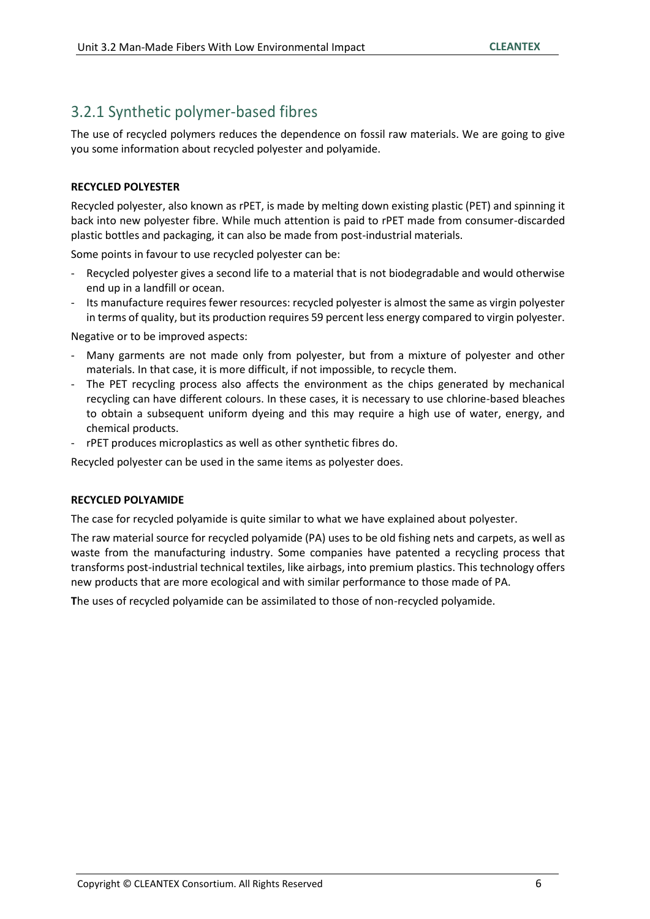## 3.2.1 Synthetic polymer-based fibres

The use of recycled polymers reduces the dependence on fossil raw materials. We are going to give you some information about recycled polyester and polyamide.

**RECYCLED POLYESTER**

Recycled polyester, also known as rPET, is made by melting down existing plastic (PET) and spinning it back into new polyester fibre. While much attention is paid to rPET made from consumer-discarded plastic bottles and packaging, it can also be made from post-industrial materials.

Some points in favour to use recycled polyester can be:

- Recycled polyester gives a second life to a material that is not biodegradable and would otherwise end up in a landfill or ocean.
- Its manufacture requires fewer resources: recycled polyester is almost the same as virgin polyester in terms of quality, but its production requires 59 percent less energy compared to virgin polyester.

Negative or to be improved aspects:

- Many garments are not made only from polyester, but from a mixture of polyester and other materials. In that case, it is more difficult, if not impossible, to recycle them.
- The PET recycling process also affects the environment as the chips generated by mechanical recycling can have different colours. In these cases, it is necessary to use chlorine-based bleaches to obtain a subsequent uniform dyeing and this may require a high use of water, energy, and chemical products.
- rPET produces microplastics as well as other synthetic fibres do.

Recycled polyester can be used in the same items as polyester does.

**RECYCLED POLYAMIDE**

The case for recycled polyamide is quite similar to what we have explained about polyester.

The raw material source for recycled polyamide (PA) uses to be old fishing nets and carpets, as well as waste from the manufacturing industry. Some companies have patented a recycling process that transforms post-industrial technical textiles, like airbags, into premium plastics. This technology offers new products that are more ecological and with similar performance to those made of PA.

**T**he uses of recycled polyamide can be assimilated to those of non-recycled polyamide.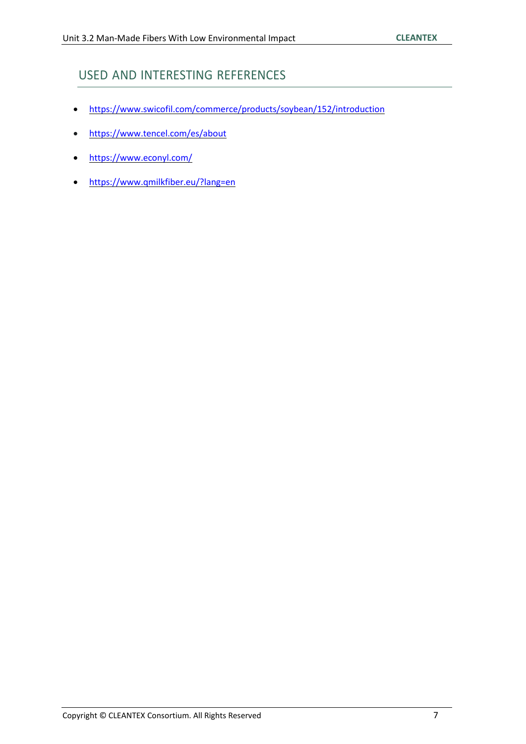## USED AND INTERESTING REFERENCES

- https://www.swicofil.com/commerce/products/soybean/152/introduction
- https://www.tencel.com/es/about
- https://www.econyl.com/
- https://www.qmilkfiber.eu/?lang=en